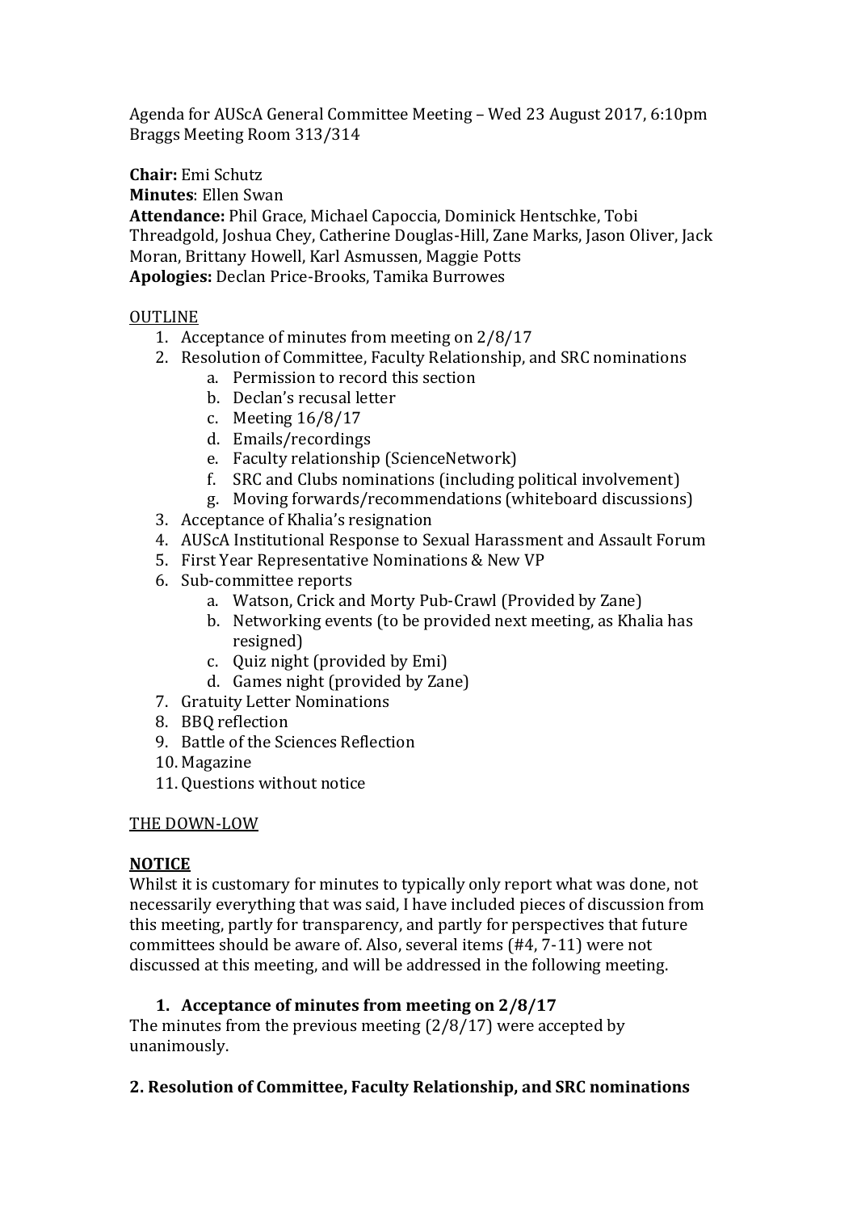Agenda for AUScA General Committee Meeting – Wed 23 August 2017, 6:10pm
Braggs Meeting Room 313/314

**Chair:** Emi Schutz
**Minutes**: Ellen Swan
**Attendance:** Phil Grace, Michael Capoccia, Dominick Hentschke, Tobi Threadgold, Joshua Chey, Catherine Douglas-Hill, Zane Marks, Jason Oliver, Jack Moran, Brittany Howell, Karl Asmussen, Maggie Potts
**Apologies:** Declan Price-Brooks, Tamika Burrowes

<u>OUTLINE</u>

1. Acceptance of minutes from meeting on 2/8/17
2. Resolution of Committee, Faculty Relationship, and SRC nominations
    a. Permission to record this section
    b. Declan's recusal letter
    c. Meeting 16/8/17
    d. Emails/recordings
    e. Faculty relationship (ScienceNetwork)
    f. SRC and Clubs nominations (including political involvement)
    g. Moving forwards/recommendations (whiteboard discussions)
3. Acceptance of Khalia's resignation
4. AUScA Institutional Response to Sexual Harassment and Assault Forum
5. First Year Representative Nominations & New VP
6. Sub-committee reports
    a. Watson, Crick and Morty Pub-Crawl (Provided by Zane)
    b. Networking events (to be provided next meeting, as Khalia has resigned)
    c. Quiz night (provided by Emi)
    d. Games night (provided by Zane)
7. Gratuity Letter Nominations
8. BBQ reflection
9. Battle of the Sciences Reflection
10. Magazine
11. Questions without notice

<u>THE DOWN-LOW</u>

<u>**NOTICE**</u>
Whilst it is customary for minutes to typically only report what was done, not necessarily everything that was said, I have included pieces of discussion from this meeting, partly for transparency, and partly for perspectives that future committees should be aware of. Also, several items (#4, 7-11) were not discussed at this meeting, and will be addressed in the following meeting.

### 1. Acceptance of minutes from meeting on 2/8/17

The minutes from the previous meeting (2/8/17) were accepted by unanimously.

### 2. Resolution of Committee, Faculty Relationship, and SRC nominations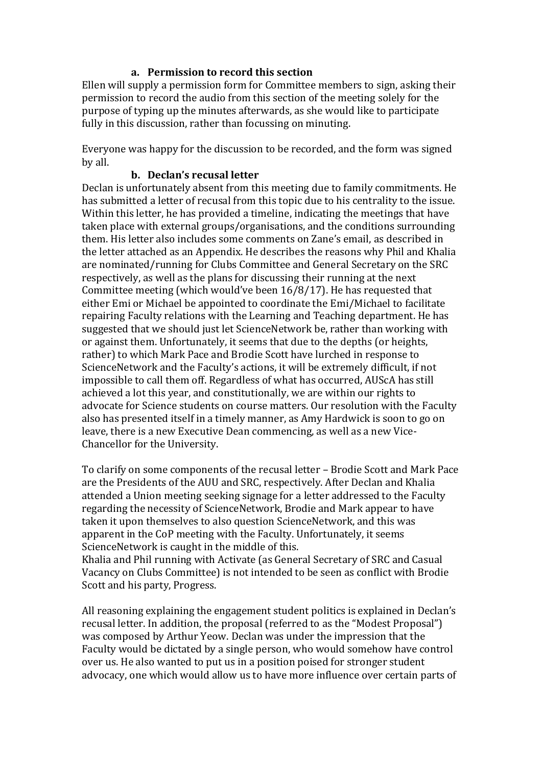### a. Permission to record this section

Ellen will supply a permission form for Committee members to sign, asking their permission to record the audio from this section of the meeting solely for the purpose of typing up the minutes afterwards, as she would like to participate fully in this discussion, rather than focussing on minuting.

Everyone was happy for the discussion to be recorded, and the form was signed by all.

### b. Declan's recusal letter

Declan is unfortunately absent from this meeting due to family commitments. He has submitted a letter of recusal from this topic due to his centrality to the issue. Within this letter, he has provided a timeline, indicating the meetings that have taken place with external groups/organisations, and the conditions surrounding them. His letter also includes some comments on Zane's email, as described in the letter attached as an Appendix. He describes the reasons why Phil and Khalia are nominated/running for Clubs Committee and General Secretary on the SRC respectively, as well as the plans for discussing their running at the next Committee meeting (which would've been 16/8/17). He has requested that either Emi or Michael be appointed to coordinate the Emi/Michael to facilitate repairing Faculty relations with the Learning and Teaching department. He has suggested that we should just let ScienceNetwork be, rather than working with or against them. Unfortunately, it seems that due to the depths (or heights, rather) to which Mark Pace and Brodie Scott have lurched in response to ScienceNetwork and the Faculty's actions, it will be extremely difficult, if not impossible to call them off. Regardless of what has occurred, AUScA has still achieved a lot this year, and constitutionally, we are within our rights to advocate for Science students on course matters. Our resolution with the Faculty also has presented itself in a timely manner, as Amy Hardwick is soon to go on leave, there is a new Executive Dean commencing, as well as a new Vice-Chancellor for the University.

To clarify on some components of the recusal letter – Brodie Scott and Mark Pace are the Presidents of the AUU and SRC, respectively. After Declan and Khalia attended a Union meeting seeking signage for a letter addressed to the Faculty regarding the necessity of ScienceNetwork, Brodie and Mark appear to have taken it upon themselves to also question ScienceNetwork, and this was apparent in the CoP meeting with the Faculty. Unfortunately, it seems ScienceNetwork is caught in the middle of this.

Khalia and Phil running with Activate (as General Secretary of SRC and Casual Vacancy on Clubs Committee) is not intended to be seen as conflict with Brodie Scott and his party, Progress.

All reasoning explaining the engagement student politics is explained in Declan's recusal letter. In addition, the proposal (referred to as the "Modest Proposal") was composed by Arthur Yeow. Declan was under the impression that the Faculty would be dictated by a single person, who would somehow have control over us. He also wanted to put us in a position poised for stronger student advocacy, one which would allow us to have more influence over certain parts of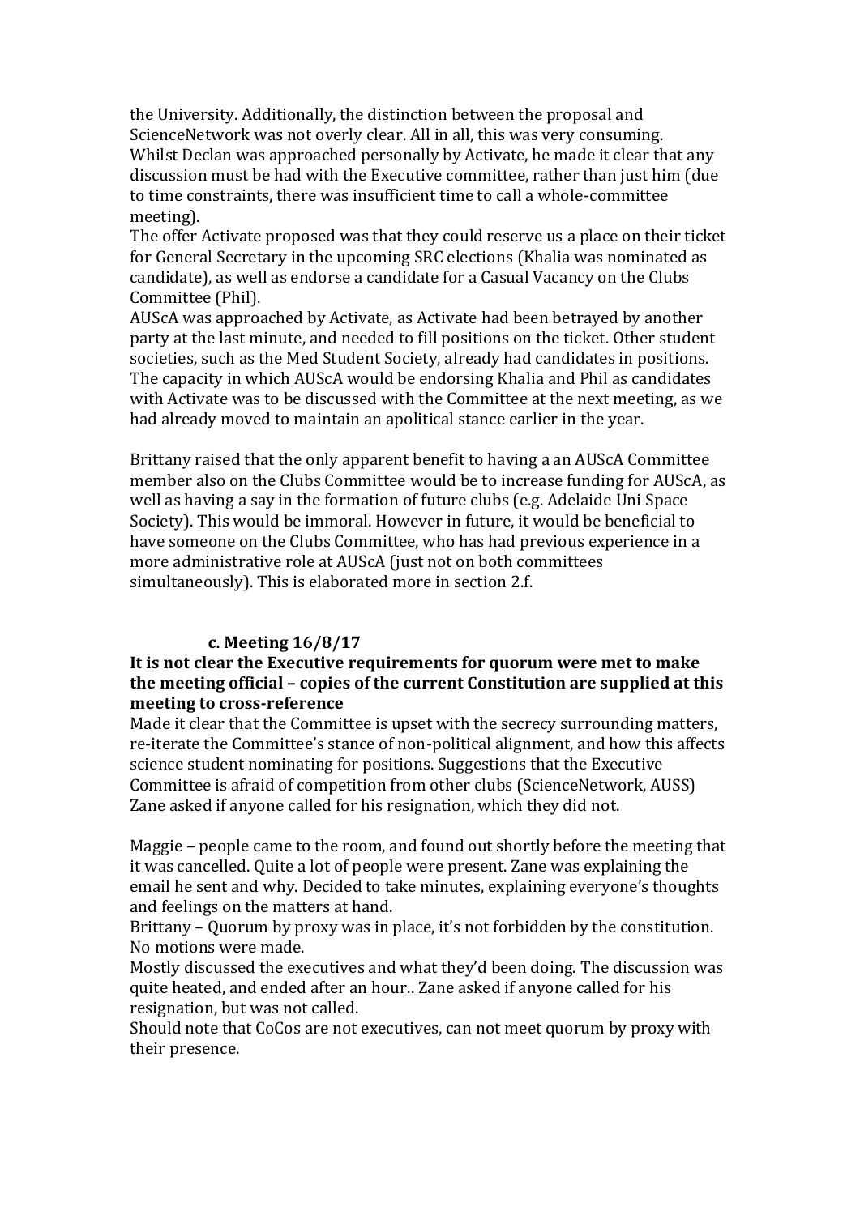the University. Additionally, the distinction between the proposal and ScienceNetwork was not overly clear. All in all, this was very consuming.
Whilst Declan was approached personally by Activate, he made it clear that any discussion must be had with the Executive committee, rather than just him (due to time constraints, there was insufficient time to call a whole-committee meeting).
The offer Activate proposed was that they could reserve us a place on their ticket for General Secretary in the upcoming SRC elections (Khalia was nominated as candidate), as well as endorse a candidate for a Casual Vacancy on the Clubs Committee (Phil).
AUScA was approached by Activate, as Activate had been betrayed by another party at the last minute, and needed to fill positions on the ticket. Other student societies, such as the Med Student Society, already had candidates in positions.
The capacity in which AUScA would be endorsing Khalia and Phil as candidates with Activate was to be discussed with the Committee at the next meeting, as we had already moved to maintain an apolitical stance earlier in the year.

Brittany raised that the only apparent benefit to having a an AUScA Committee member also on the Clubs Committee would be to increase funding for AUScA, as well as having a say in the formation of future clubs (e.g. Adelaide Uni Space Society). This would be immoral. However in future, it would be beneficial to have someone on the Clubs Committee, who has had previous experience in a more administrative role at AUScA (just not on both committees simultaneously). This is elaborated more in section 2.f.

### c. Meeting 16/8/17

**It is not clear the Executive requirements for quorum were met to make the meeting official – copies of the current Constitution are supplied at this meeting to cross-reference**

Made it clear that the Committee is upset with the secrecy surrounding matters, re-iterate the Committee's stance of non-political alignment, and how this affects science student nominating for positions. Suggestions that the Executive Committee is afraid of competition from other clubs (ScienceNetwork, AUSS)
Zane asked if anyone called for his resignation, which they did not.

Maggie – people came to the room, and found out shortly before the meeting that it was cancelled. Quite a lot of people were present. Zane was explaining the email he sent and why. Decided to take minutes, explaining everyone's thoughts and feelings on the matters at hand.
Brittany – Quorum by proxy was in place, it's not forbidden by the constitution. No motions were made.
Mostly discussed the executives and what they'd been doing. The discussion was quite heated, and ended after an hour.. Zane asked if anyone called for his resignation, but was not called.
Should note that CoCos are not executives, can not meet quorum by proxy with their presence.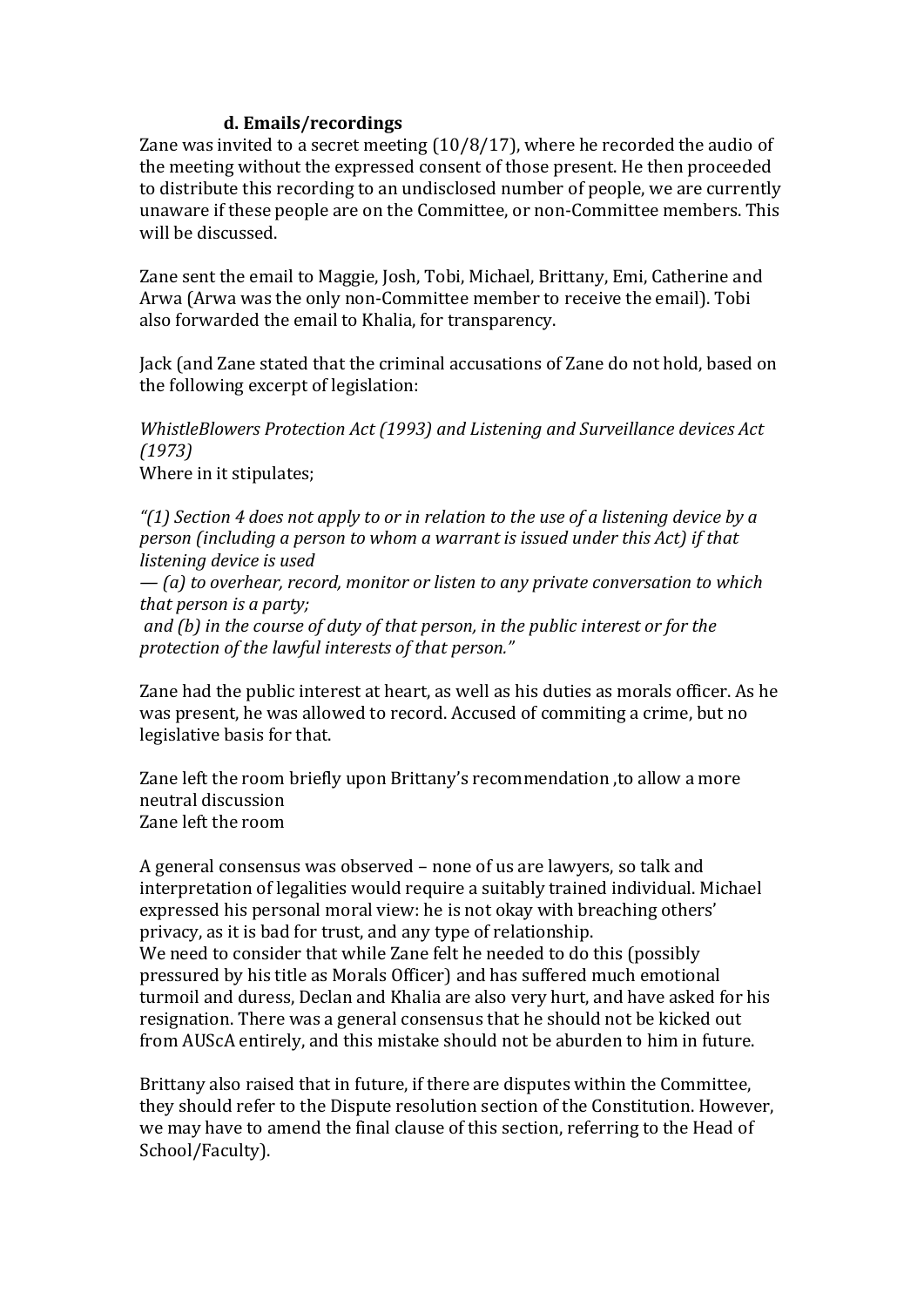### d. Emails/recordings

Zane was invited to a secret meeting (10/8/17), where he recorded the audio of the meeting without the expressed consent of those present. He then proceeded to distribute this recording to an undisclosed number of people, we are currently unaware if these people are on the Committee, or non-Committee members. This will be discussed.

Zane sent the email to Maggie, Josh, Tobi, Michael, Brittany, Emi, Catherine and Arwa (Arwa was the only non-Committee member to receive the email). Tobi also forwarded the email to Khalia, for transparency.

Jack (and Zane stated that the criminal accusations of Zane do not hold, based on the following excerpt of legislation:

*WhistleBlowers Protection Act (1993) and Listening and Surveillance devices Act (1973)*
Where in it stipulates;

*"(1) Section 4 does not apply to or in relation to the use of a listening device by a person (including a person to whom a warrant is issued under this Act) if that listening device is used*
*— (a) to overhear, record, monitor or listen to any private conversation to which that person is a party;*
*and (b) in the course of duty of that person, in the public interest or for the protection of the lawful interests of that person."*

Zane had the public interest at heart, as well as his duties as morals officer. As he was present, he was allowed to record. Accused of commiting a crime, but no legislative basis for that.

Zane left the room briefly upon Brittany's recommendation ,to allow a more neutral discussion
Zane left the room

A general consensus was observed – none of us are lawyers, so talk and interpretation of legalities would require a suitably trained individual. Michael expressed his personal moral view: he is not okay with breaching others' privacy, as it is bad for trust, and any type of relationship.
We need to consider that while Zane felt he needed to do this (possibly pressured by his title as Morals Officer) and has suffered much emotional turmoil and duress, Declan and Khalia are also very hurt, and have asked for his resignation. There was a general consensus that he should not be kicked out from AUScA entirely, and this mistake should not be aburden to him in future.

Brittany also raised that in future, if there are disputes within the Committee, they should refer to the Dispute resolution section of the Constitution. However, we may have to amend the final clause of this section, referring to the Head of School/Faculty).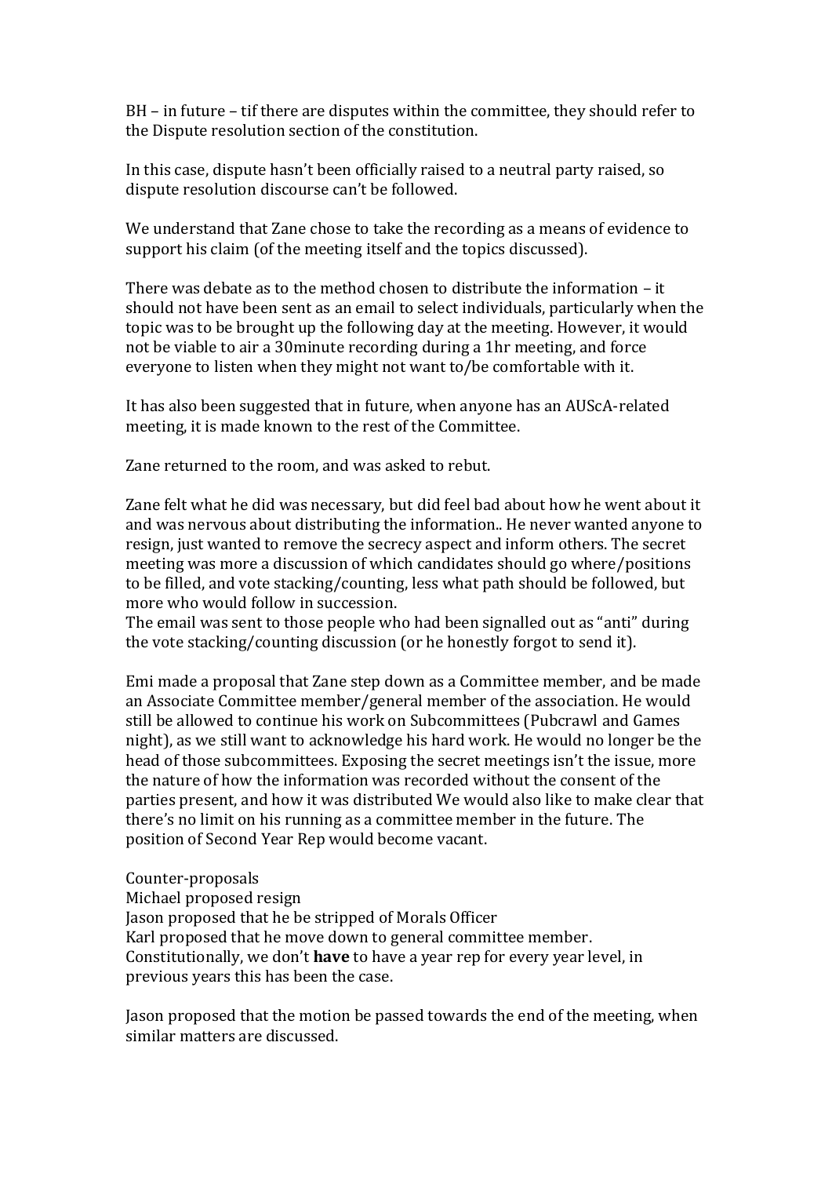BH – in future – tif there are disputes within the committee, they should refer to the Dispute resolution section of the constitution.

In this case, dispute hasn't been officially raised to a neutral party raised, so dispute resolution discourse can't be followed.

We understand that Zane chose to take the recording as a means of evidence to support his claim (of the meeting itself and the topics discussed).

There was debate as to the method chosen to distribute the information – it should not have been sent as an email to select individuals, particularly when the topic was to be brought up the following day at the meeting. However, it would not be viable to air a 30minute recording during a 1hr meeting, and force everyone to listen when they might not want to/be comfortable with it.

It has also been suggested that in future, when anyone has an AUScA-related meeting, it is made known to the rest of the Committee.

Zane returned to the room, and was asked to rebut.

Zane felt what he did was necessary, but did feel bad about how he went about it and was nervous about distributing the information.. He never wanted anyone to resign, just wanted to remove the secrecy aspect and inform others. The secret meeting was more a discussion of which candidates should go where/positions to be filled, and vote stacking/counting, less what path should be followed, but more who would follow in succession.
The email was sent to those people who had been signalled out as "anti" during the vote stacking/counting discussion (or he honestly forgot to send it).

Emi made a proposal that Zane step down as a Committee member, and be made an Associate Committee member/general member of the association. He would still be allowed to continue his work on Subcommittees (Pubcrawl and Games night), as we still want to acknowledge his hard work. He would no longer be the head of those subcommittees. Exposing the secret meetings isn't the issue, more the nature of how the information was recorded without the consent of the parties present, and how it was distributed We would also like to make clear that there's no limit on his running as a committee member in the future. The position of Second Year Rep would become vacant.

Counter-proposals
Michael proposed resign
Jason proposed that he be stripped of Morals Officer
Karl proposed that he move down to general committee member.
Constitutionally, we don't **have** to have a year rep for every year level, in previous years this has been the case.

Jason proposed that the motion be passed towards the end of the meeting, when similar matters are discussed.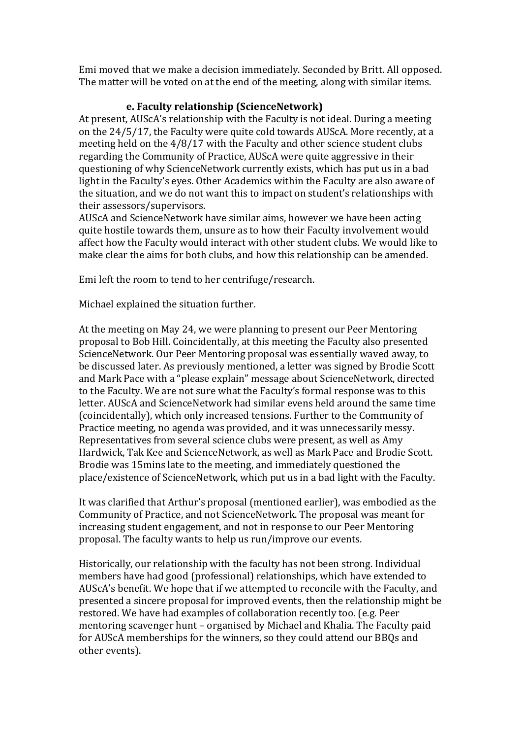Emi moved that we make a decision immediately. Seconded by Britt. All opposed. The matter will be voted on at the end of the meeting, along with similar items.

### e. Faculty relationship (ScienceNetwork)

At present, AUScA's relationship with the Faculty is not ideal. During a meeting on the 24/5/17, the Faculty were quite cold towards AUScA. More recently, at a meeting held on the 4/8/17 with the Faculty and other science student clubs regarding the Community of Practice, AUScA were quite aggressive in their questioning of why ScienceNetwork currently exists, which has put us in a bad light in the Faculty's eyes. Other Academics within the Faculty are also aware of the situation, and we do not want this to impact on student's relationships with their assessors/supervisors.
AUScA and ScienceNetwork have similar aims, however we have been acting quite hostile towards them, unsure as to how their Faculty involvement would affect how the Faculty would interact with other student clubs. We would like to make clear the aims for both clubs, and how this relationship can be amended.

Emi left the room to tend to her centrifuge/research.

Michael explained the situation further.

At the meeting on May 24, we were planning to present our Peer Mentoring proposal to Bob Hill. Coincidentally, at this meeting the Faculty also presented ScienceNetwork. Our Peer Mentoring proposal was essentially waved away, to be discussed later. As previously mentioned, a letter was signed by Brodie Scott and Mark Pace with a "please explain" message about ScienceNetwork, directed to the Faculty. We are not sure what the Faculty's formal response was to this letter. AUScA and ScienceNetwork had similar evens held around the same time (coincidentally), which only increased tensions. Further to the Community of Practice meeting, no agenda was provided, and it was unnecessarily messy. Representatives from several science clubs were present, as well as Amy Hardwick, Tak Kee and ScienceNetwork, as well as Mark Pace and Brodie Scott. Brodie was 15mins late to the meeting, and immediately questioned the place/existence of ScienceNetwork, which put us in a bad light with the Faculty.

It was clarified that Arthur's proposal (mentioned earlier), was embodied as the Community of Practice, and not ScienceNetwork. The proposal was meant for increasing student engagement, and not in response to our Peer Mentoring proposal. The faculty wants to help us run/improve our events.

Historically, our relationship with the faculty has not been strong. Individual members have had good (professional) relationships, which have extended to AUScA's benefit. We hope that if we attempted to reconcile with the Faculty, and presented a sincere proposal for improved events, then the relationship might be restored. We have had examples of collaboration recently too. (e.g. Peer mentoring scavenger hunt – organised by Michael and Khalia. The Faculty paid for AUScA memberships for the winners, so they could attend our BBQs and other events).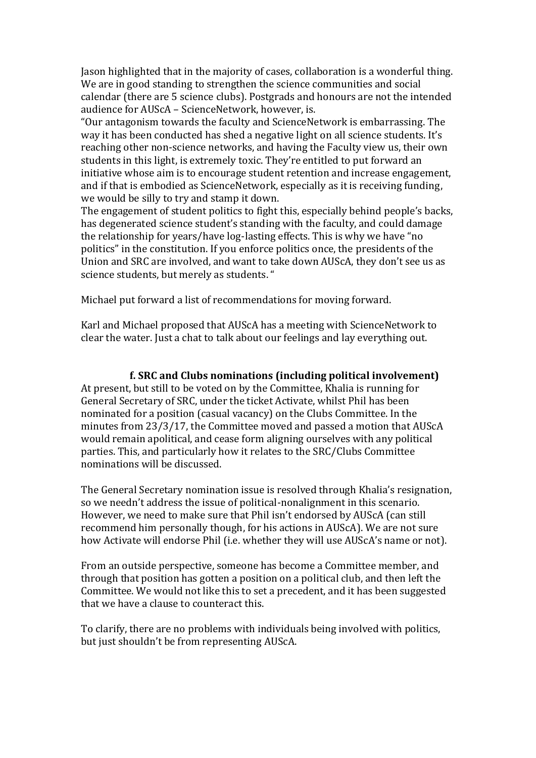Jason highlighted that in the majority of cases, collaboration is a wonderful thing. We are in good standing to strengthen the science communities and social calendar (there are 5 science clubs). Postgrads and honours are not the intended audience for AUScA – ScienceNetwork, however, is.

"Our antagonism towards the faculty and ScienceNetwork is embarrassing. The way it has been conducted has shed a negative light on all science students. It's reaching other non-science networks, and having the Faculty view us, their own students in this light, is extremely toxic. They're entitled to put forward an initiative whose aim is to encourage student retention and increase engagement, and if that is embodied as ScienceNetwork, especially as it is receiving funding, we would be silly to try and stamp it down.

The engagement of student politics to fight this, especially behind people's backs, has degenerated science student's standing with the faculty, and could damage the relationship for years/have log-lasting effects. This is why we have "no politics" in the constitution. If you enforce politics once, the presidents of the Union and SRC are involved, and want to take down AUScA, they don't see us as science students, but merely as students. "

Michael put forward a list of recommendations for moving forward.

Karl and Michael proposed that AUScA has a meeting with ScienceNetwork to clear the water. Just a chat to talk about our feelings and lay everything out.

### f. SRC and Clubs nominations (including political involvement)

At present, but still to be voted on by the Committee, Khalia is running for General Secretary of SRC, under the ticket Activate, whilst Phil has been nominated for a position (casual vacancy) on the Clubs Committee. In the minutes from 23/3/17, the Committee moved and passed a motion that AUScA would remain apolitical, and cease form aligning ourselves with any political parties. This, and particularly how it relates to the SRC/Clubs Committee nominations will be discussed.

The General Secretary nomination issue is resolved through Khalia's resignation, so we needn't address the issue of political-nonalignment in this scenario. However, we need to make sure that Phil isn't endorsed by AUScA (can still recommend him personally though, for his actions in AUScA). We are not sure how Activate will endorse Phil (i.e. whether they will use AUScA's name or not).

From an outside perspective, someone has become a Committee member, and through that position has gotten a position on a political club, and then left the Committee. We would not like this to set a precedent, and it has been suggested that we have a clause to counteract this.

To clarify, there are no problems with individuals being involved with politics, but just shouldn't be from representing AUScA.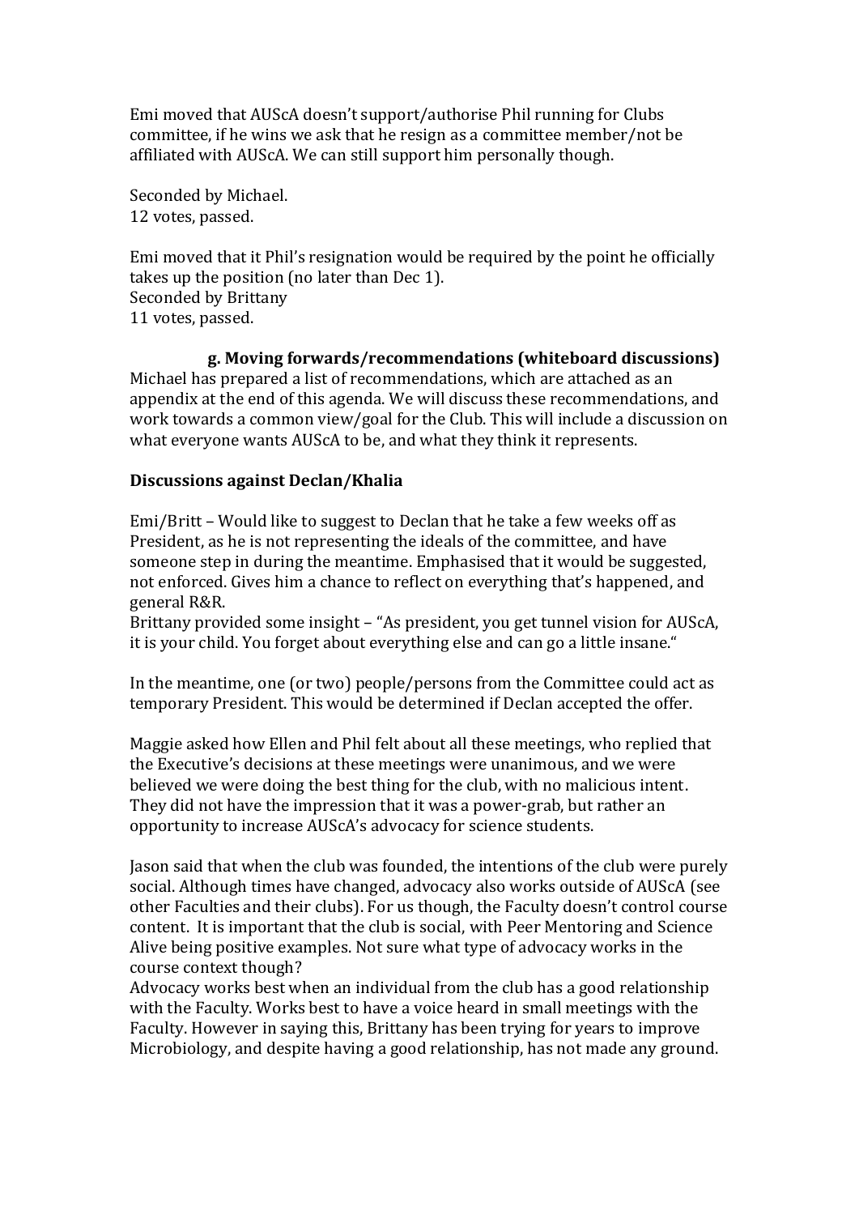Emi moved that AUScA doesn't support/authorise Phil running for Clubs committee, if he wins we ask that he resign as a committee member/not be affiliated with AUScA. We can still support him personally though.

Seconded by Michael.
12 votes, passed.

Emi moved that it Phil's resignation would be required by the point he officially takes up the position (no later than Dec 1).
Seconded by Brittany
11 votes, passed.

**g. Moving forwards/recommendations (whiteboard discussions)**

Michael has prepared a list of recommendations, which are attached as an appendix at the end of this agenda. We will discuss these recommendations, and work towards a common view/goal for the Club. This will include a discussion on what everyone wants AUScA to be, and what they think it represents.

**Discussions against Declan/Khalia**

Emi/Britt – Would like to suggest to Declan that he take a few weeks off as President, as he is not representing the ideals of the committee, and have someone step in during the meantime. Emphasised that it would be suggested, not enforced. Gives him a chance to reflect on everything that's happened, and general R&R.
Brittany provided some insight – "As president, you get tunnel vision for AUScA, it is your child. You forget about everything else and can go a little insane."

In the meantime, one (or two) people/persons from the Committee could act as temporary President. This would be determined if Declan accepted the offer.

Maggie asked how Ellen and Phil felt about all these meetings, who replied that the Executive's decisions at these meetings were unanimous, and we were believed we were doing the best thing for the club, with no malicious intent. They did not have the impression that it was a power-grab, but rather an opportunity to increase AUScA's advocacy for science students.

Jason said that when the club was founded, the intentions of the club were purely social. Although times have changed, advocacy also works outside of AUScA (see other Faculties and their clubs). For us though, the Faculty doesn't control course content. It is important that the club is social, with Peer Mentoring and Science Alive being positive examples. Not sure what type of advocacy works in the course context though?
Advocacy works best when an individual from the club has a good relationship with the Faculty. Works best to have a voice heard in small meetings with the Faculty. However in saying this, Brittany has been trying for years to improve Microbiology, and despite having a good relationship, has not made any ground.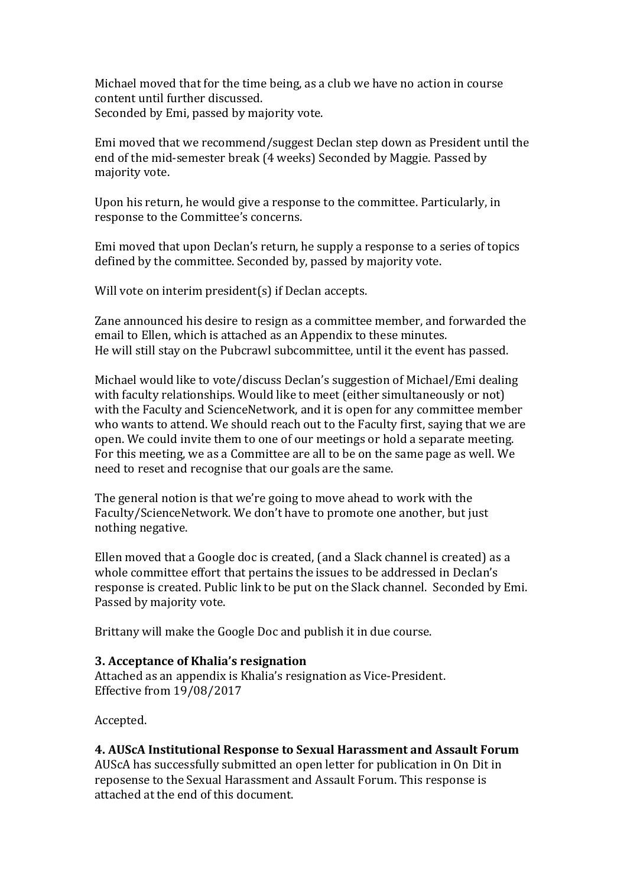Michael moved that for the time being, as a club we have no action in course content until further discussed.
Seconded by Emi, passed by majority vote.

Emi moved that we recommend/suggest Declan step down as President until the end of the mid-semester break (4 weeks) Seconded by Maggie. Passed by majority vote.

Upon his return, he would give a response to the committee. Particularly, in response to the Committee's concerns.

Emi moved that upon Declan's return, he supply a response to a series of topics defined by the committee. Seconded by, passed by majority vote.

Will vote on interim president(s) if Declan accepts.

Zane announced his desire to resign as a committee member, and forwarded the email to Ellen, which is attached as an Appendix to these minutes.
He will still stay on the Pubcrawl subcommittee, until it the event has passed.

Michael would like to vote/discuss Declan's suggestion of Michael/Emi dealing with faculty relationships. Would like to meet (either simultaneously or not) with the Faculty and ScienceNetwork, and it is open for any committee member who wants to attend. We should reach out to the Faculty first, saying that we are open. We could invite them to one of our meetings or hold a separate meeting. For this meeting, we as a Committee are all to be on the same page as well. We need to reset and recognise that our goals are the same.

The general notion is that we're going to move ahead to work with the Faculty/ScienceNetwork. We don't have to promote one another, but just nothing negative.

Ellen moved that a Google doc is created, (and a Slack channel is created) as a whole committee effort that pertains the issues to be addressed in Declan's response is created. Public link to be put on the Slack channel. Seconded by Emi. Passed by majority vote.

Brittany will make the Google Doc and publish it in due course.

**3. Acceptance of Khalia's resignation**
Attached as an appendix is Khalia's resignation as Vice-President.
Effective from 19/08/2017

Accepted.

**4. AUScA Institutional Response to Sexual Harassment and Assault Forum**
AUScA has successfully submitted an open letter for publication in On Dit in reposense to the Sexual Harassment and Assault Forum. This response is attached at the end of this document.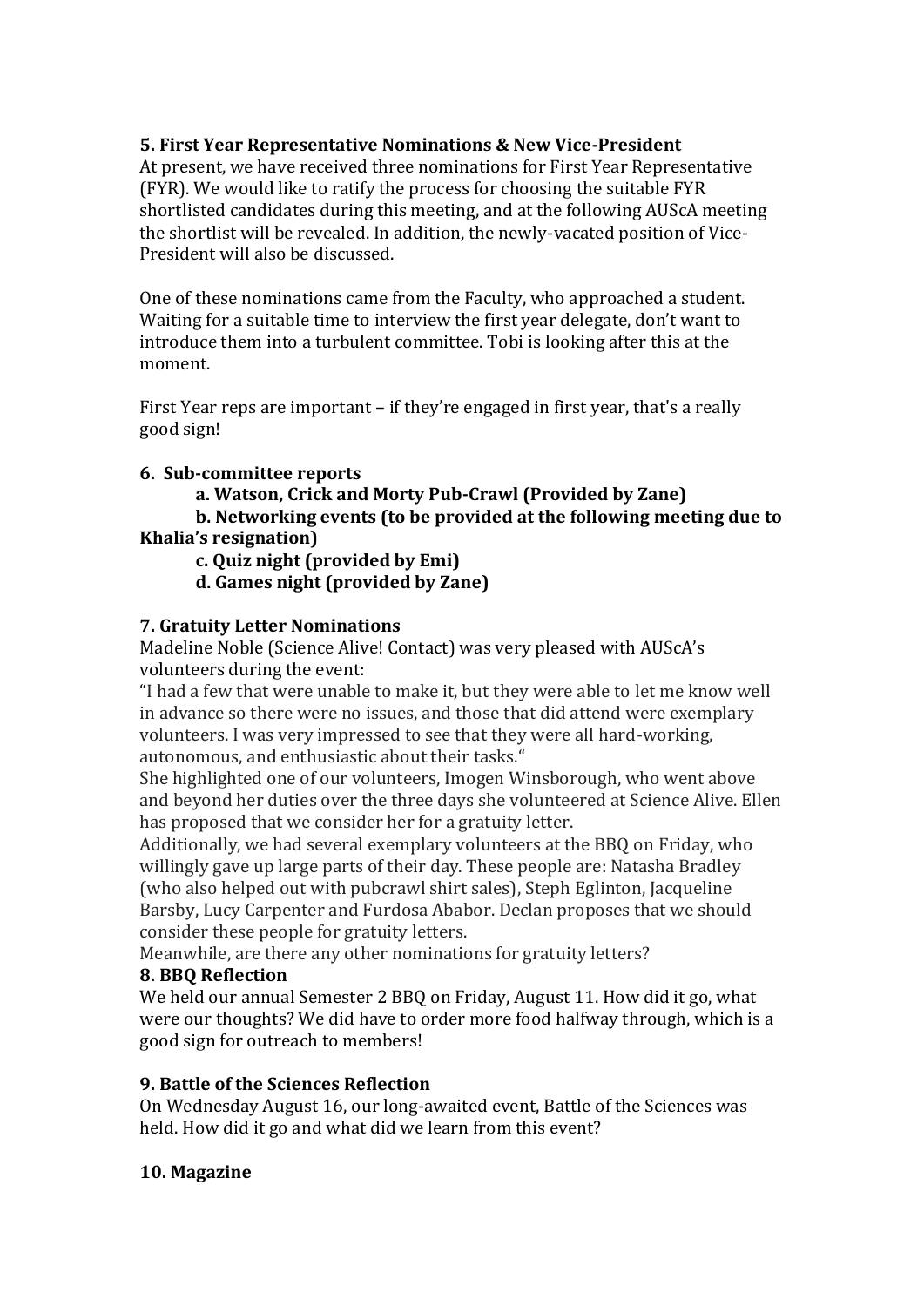**5. First Year Representative Nominations & New Vice-President**

At present, we have received three nominations for First Year Representative (FYR). We would like to ratify the process for choosing the suitable FYR shortlisted candidates during this meeting, and at the following AUScA meeting the shortlist will be revealed. In addition, the newly-vacated position of Vice-President will also be discussed.

One of these nominations came from the Faculty, who approached a student. Waiting for a suitable time to interview the first year delegate, don't want to introduce them into a turbulent committee. Tobi is looking after this at the moment.

First Year reps are important – if they're engaged in first year, that's a really good sign!

**6. Sub-committee reports**

- **a. Watson, Crick and Morty Pub-Crawl (Provided by Zane)**
- **b. Networking events (to be provided at the following meeting due to Khalia's resignation)**
- **c. Quiz night (provided by Emi)**
- **d. Games night (provided by Zane)**

**7. Gratuity Letter Nominations**

Madeline Noble (Science Alive! Contact) was very pleased with AUScA's volunteers during the event:

"I had a few that were unable to make it, but they were able to let me know well in advance so there were no issues, and those that did attend were exemplary volunteers. I was very impressed to see that they were all hard-working, autonomous, and enthusiastic about their tasks."

She highlighted one of our volunteers, Imogen Winsborough, who went above and beyond her duties over the three days she volunteered at Science Alive. Ellen has proposed that we consider her for a gratuity letter.

Additionally, we had several exemplary volunteers at the BBQ on Friday, who willingly gave up large parts of their day. These people are: Natasha Bradley (who also helped out with pubcrawl shirt sales), Steph Eglinton, Jacqueline Barsby, Lucy Carpenter and Furdosa Ababor. Declan proposes that we should consider these people for gratuity letters.

Meanwhile, are there any other nominations for gratuity letters?

**8. BBQ Reflection**

We held our annual Semester 2 BBQ on Friday, August 11. How did it go, what were our thoughts? We did have to order more food halfway through, which is a good sign for outreach to members!

**9. Battle of the Sciences Reflection**

On Wednesday August 16, our long-awaited event, Battle of the Sciences was held. How did it go and what did we learn from this event?

**10. Magazine**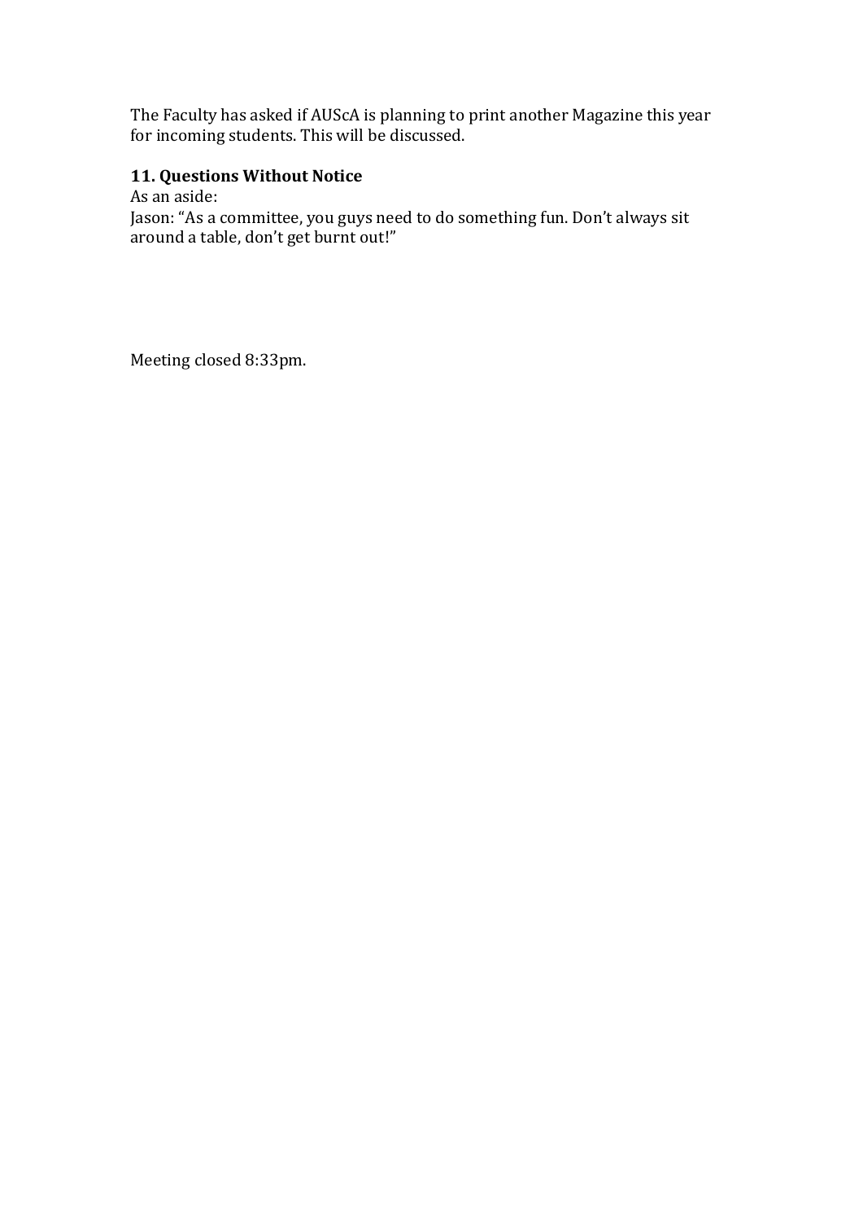The Faculty has asked if AUScA is planning to print another Magazine this year for incoming students. This will be discussed.

**11. Questions Without Notice**

As an aside:

Jason: "As a committee, you guys need to do something fun. Don't always sit around a table, don't get burnt out!"

Meeting closed 8:33pm.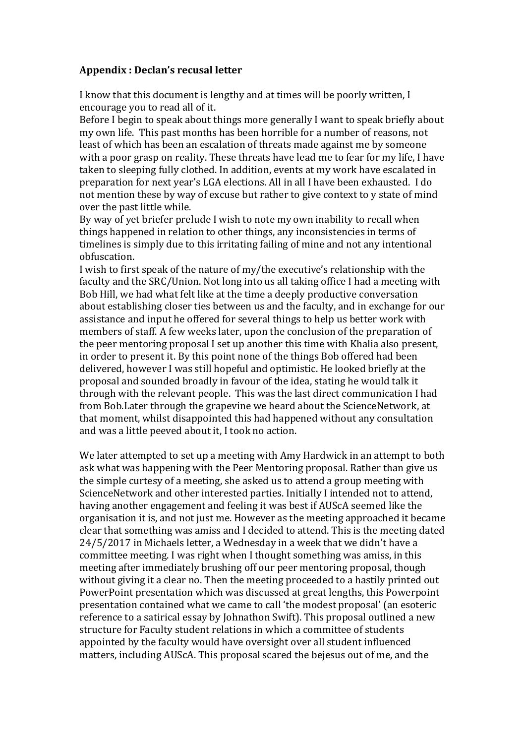**Appendix : Declan's recusal letter**

I know that this document is lengthy and at times will be poorly written, I encourage you to read all of it.
Before I begin to speak about things more generally I want to speak briefly about my own life. This past months has been horrible for a number of reasons, not least of which has been an escalation of threats made against me by someone with a poor grasp on reality. These threats have lead me to fear for my life, I have taken to sleeping fully clothed. In addition, events at my work have escalated in preparation for next year's LGA elections. All in all I have been exhausted. I do not mention these by way of excuse but rather to give context to y state of mind over the past little while.
By way of yet briefer prelude I wish to note my own inability to recall when things happened in relation to other things, any inconsistencies in terms of timelines is simply due to this irritating failing of mine and not any intentional obfuscation.
I wish to first speak of the nature of my/the executive's relationship with the faculty and the SRC/Union. Not long into us all taking office I had a meeting with Bob Hill, we had what felt like at the time a deeply productive conversation about establishing closer ties between us and the faculty, and in exchange for our assistance and input he offered for several things to help us better work with members of staff. A few weeks later, upon the conclusion of the preparation of the peer mentoring proposal I set up another this time with Khalia also present, in order to present it. By this point none of the things Bob offered had been delivered, however I was still hopeful and optimistic. He looked briefly at the proposal and sounded broadly in favour of the idea, stating he would talk it through with the relevant people. This was the last direct communication I had from Bob.Later through the grapevine we heard about the ScienceNetwork, at that moment, whilst disappointed this had happened without any consultation and was a little peeved about it, I took no action.

We later attempted to set up a meeting with Amy Hardwick in an attempt to both ask what was happening with the Peer Mentoring proposal. Rather than give us the simple curtesy of a meeting, she asked us to attend a group meeting with ScienceNetwork and other interested parties. Initially I intended not to attend, having another engagement and feeling it was best if AUScA seemed like the organisation it is, and not just me. However as the meeting approached it became clear that something was amiss and I decided to attend. This is the meeting dated 24/5/2017 in Michaels letter, a Wednesday in a week that we didn't have a committee meeting. I was right when I thought something was amiss, in this meeting after immediately brushing off our peer mentoring proposal, though without giving it a clear no. Then the meeting proceeded to a hastily printed out PowerPoint presentation which was discussed at great lengths, this Powerpoint presentation contained what we came to call 'the modest proposal' (an esoteric reference to a satirical essay by Johnathon Swift). This proposal outlined a new structure for Faculty student relations in which a committee of students appointed by the faculty would have oversight over all student influenced matters, including AUScA. This proposal scared the bejesus out of me, and the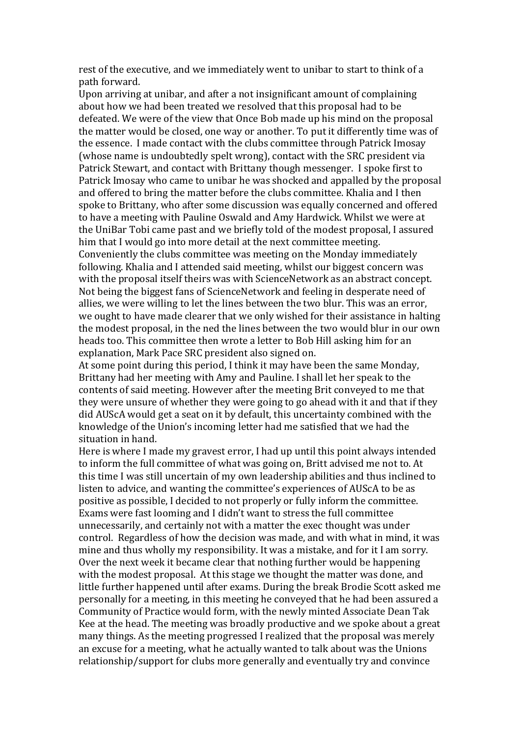rest of the executive, and we immediately went to unibar to start to think of a path forward.

Upon arriving at unibar, and after a not insignificant amount of complaining about how we had been treated we resolved that this proposal had to be defeated. We were of the view that Once Bob made up his mind on the proposal the matter would be closed, one way or another. To put it differently time was of the essence. I made contact with the clubs committee through Patrick Imosay (whose name is undoubtedly spelt wrong), contact with the SRC president via Patrick Stewart, and contact with Brittany though messenger. I spoke first to Patrick Imosay who came to unibar he was shocked and appalled by the proposal and offered to bring the matter before the clubs committee. Khalia and I then spoke to Brittany, who after some discussion was equally concerned and offered to have a meeting with Pauline Oswald and Amy Hardwick. Whilst we were at the UniBar Tobi came past and we briefly told of the modest proposal, I assured him that I would go into more detail at the next committee meeting.

Conveniently the clubs committee was meeting on the Monday immediately following. Khalia and I attended said meeting, whilst our biggest concern was with the proposal itself theirs was with ScienceNetwork as an abstract concept. Not being the biggest fans of ScienceNetwork and feeling in desperate need of allies, we were willing to let the lines between the two blur. This was an error, we ought to have made clearer that we only wished for their assistance in halting the modest proposal, in the ned the lines between the two would blur in our own heads too. This committee then wrote a letter to Bob Hill asking him for an explanation, Mark Pace SRC president also signed on.

At some point during this period, I think it may have been the same Monday, Brittany had her meeting with Amy and Pauline. I shall let her speak to the contents of said meeting. However after the meeting Brit conveyed to me that they were unsure of whether they were going to go ahead with it and that if they did AUScA would get a seat on it by default, this uncertainty combined with the knowledge of the Union's incoming letter had me satisfied that we had the situation in hand.

Here is where I made my gravest error, I had up until this point always intended to inform the full committee of what was going on, Britt advised me not to. At this time I was still uncertain of my own leadership abilities and thus inclined to listen to advice, and wanting the committee's experiences of AUScA to be as positive as possible, I decided to not properly or fully inform the committee. Exams were fast looming and I didn't want to stress the full committee unnecessarily, and certainly not with a matter the exec thought was under control. Regardless of how the decision was made, and with what in mind, it was mine and thus wholly my responsibility. It was a mistake, and for it I am sorry.

Over the next week it became clear that nothing further would be happening with the modest proposal. At this stage we thought the matter was done, and little further happened until after exams. During the break Brodie Scott asked me personally for a meeting, in this meeting he conveyed that he had been assured a Community of Practice would form, with the newly minted Associate Dean Tak Kee at the head. The meeting was broadly productive and we spoke about a great many things. As the meeting progressed I realized that the proposal was merely an excuse for a meeting, what he actually wanted to talk about was the Unions relationship/support for clubs more generally and eventually try and convince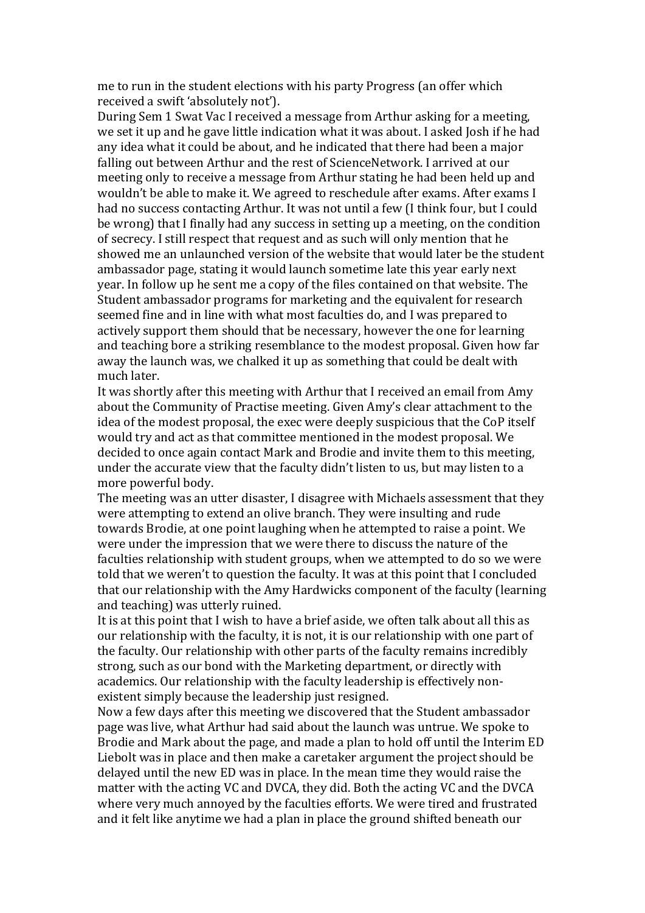me to run in the student elections with his party Progress (an offer which received a swift 'absolutely not').

During Sem 1 Swat Vac I received a message from Arthur asking for a meeting, we set it up and he gave little indication what it was about. I asked Josh if he had any idea what it could be about, and he indicated that there had been a major falling out between Arthur and the rest of ScienceNetwork. I arrived at our meeting only to receive a message from Arthur stating he had been held up and wouldn't be able to make it. We agreed to reschedule after exams. After exams I had no success contacting Arthur. It was not until a few (I think four, but I could be wrong) that I finally had any success in setting up a meeting, on the condition of secrecy. I still respect that request and as such will only mention that he showed me an unlaunched version of the website that would later be the student ambassador page, stating it would launch sometime late this year early next year. In follow up he sent me a copy of the files contained on that website. The Student ambassador programs for marketing and the equivalent for research seemed fine and in line with what most faculties do, and I was prepared to actively support them should that be necessary, however the one for learning and teaching bore a striking resemblance to the modest proposal. Given how far away the launch was, we chalked it up as something that could be dealt with much later.

It was shortly after this meeting with Arthur that I received an email from Amy about the Community of Practise meeting. Given Amy's clear attachment to the idea of the modest proposal, the exec were deeply suspicious that the CoP itself would try and act as that committee mentioned in the modest proposal. We decided to once again contact Mark and Brodie and invite them to this meeting, under the accurate view that the faculty didn't listen to us, but may listen to a more powerful body.

The meeting was an utter disaster, I disagree with Michaels assessment that they were attempting to extend an olive branch. They were insulting and rude towards Brodie, at one point laughing when he attempted to raise a point. We were under the impression that we were there to discuss the nature of the faculties relationship with student groups, when we attempted to do so we were told that we weren't to question the faculty. It was at this point that I concluded that our relationship with the Amy Hardwicks component of the faculty (learning and teaching) was utterly ruined.

It is at this point that I wish to have a brief aside, we often talk about all this as our relationship with the faculty, it is not, it is our relationship with one part of the faculty. Our relationship with other parts of the faculty remains incredibly strong, such as our bond with the Marketing department, or directly with academics. Our relationship with the faculty leadership is effectively non-existent simply because the leadership just resigned.

Now a few days after this meeting we discovered that the Student ambassador page was live, what Arthur had said about the launch was untrue. We spoke to Brodie and Mark about the page, and made a plan to hold off until the Interim ED Liebolt was in place and then make a caretaker argument the project should be delayed until the new ED was in place. In the mean time they would raise the matter with the acting VC and DVCA, they did. Both the acting VC and the DVCA where very much annoyed by the faculties efforts. We were tired and frustrated and it felt like anytime we had a plan in place the ground shifted beneath our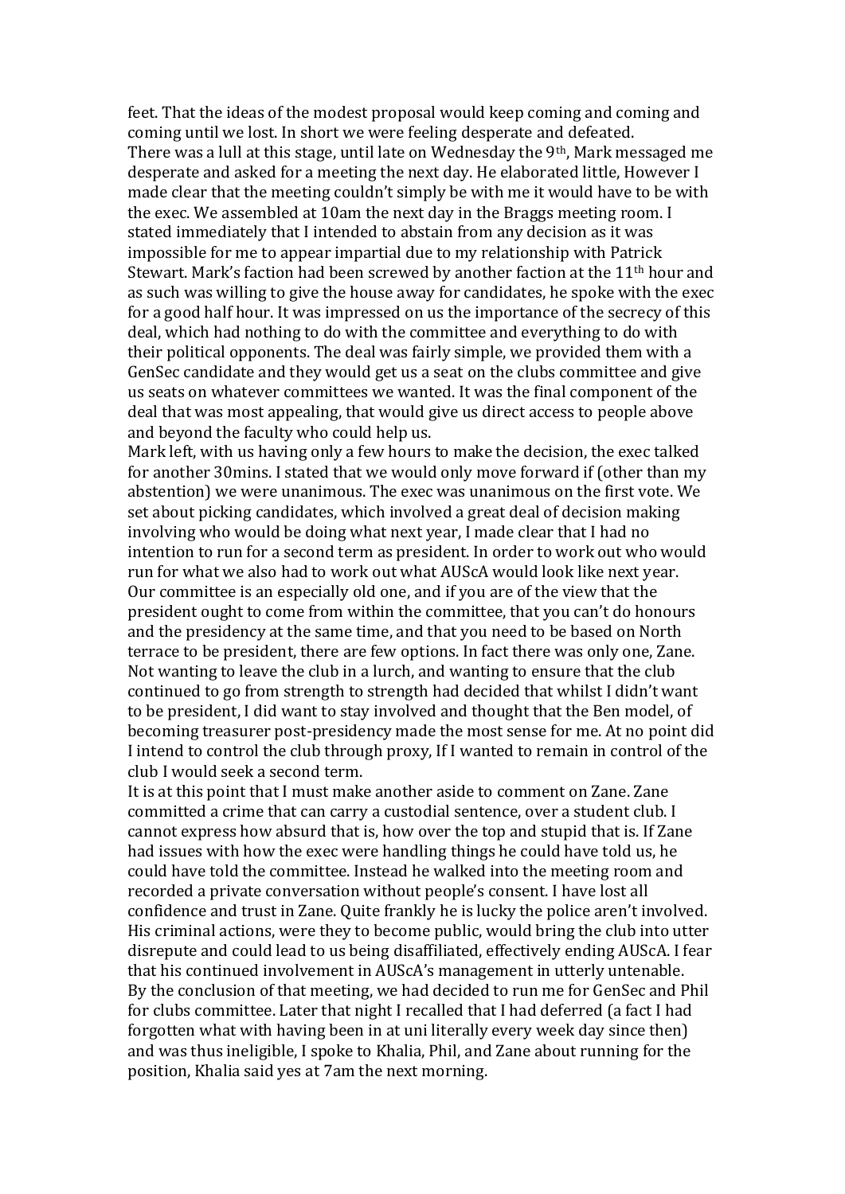feet. That the ideas of the modest proposal would keep coming and coming and coming until we lost. In short we were feeling desperate and defeated.

There was a lull at this stage, until late on Wednesday the 9th, Mark messaged me desperate and asked for a meeting the next day. He elaborated little, However I made clear that the meeting couldn't simply be with me it would have to be with the exec. We assembled at 10am the next day in the Braggs meeting room. I stated immediately that I intended to abstain from any decision as it was impossible for me to appear impartial due to my relationship with Patrick Stewart. Mark's faction had been screwed by another faction at the 11th hour and as such was willing to give the house away for candidates, he spoke with the exec for a good half hour. It was impressed on us the importance of the secrecy of this deal, which had nothing to do with the committee and everything to do with their political opponents. The deal was fairly simple, we provided them with a GenSec candidate and they would get us a seat on the clubs committee and give us seats on whatever committees we wanted. It was the final component of the deal that was most appealing, that would give us direct access to people above and beyond the faculty who could help us.

Mark left, with us having only a few hours to make the decision, the exec talked for another 30mins. I stated that we would only move forward if (other than my abstention) we were unanimous. The exec was unanimous on the first vote. We set about picking candidates, which involved a great deal of decision making involving who would be doing what next year, I made clear that I had no intention to run for a second term as president. In order to work out who would run for what we also had to work out what AUScA would look like next year. Our committee is an especially old one, and if you are of the view that the president ought to come from within the committee, that you can't do honours and the presidency at the same time, and that you need to be based on North terrace to be president, there are few options. In fact there was only one, Zane. Not wanting to leave the club in a lurch, and wanting to ensure that the club continued to go from strength to strength had decided that whilst I didn't want to be president, I did want to stay involved and thought that the Ben model, of becoming treasurer post-presidency made the most sense for me. At no point did I intend to control the club through proxy, If I wanted to remain in control of the club I would seek a second term.

It is at this point that I must make another aside to comment on Zane. Zane committed a crime that can carry a custodial sentence, over a student club. I cannot express how absurd that is, how over the top and stupid that is. If Zane had issues with how the exec were handling things he could have told us, he could have told the committee. Instead he walked into the meeting room and recorded a private conversation without people's consent. I have lost all confidence and trust in Zane. Quite frankly he is lucky the police aren't involved. His criminal actions, were they to become public, would bring the club into utter disrepute and could lead to us being disaffiliated, effectively ending AUScA. I fear that his continued involvement in AUScA's management in utterly untenable.

By the conclusion of that meeting, we had decided to run me for GenSec and Phil for clubs committee. Later that night I recalled that I had deferred (a fact I had forgotten what with having been in at uni literally every week day since then) and was thus ineligible, I spoke to Khalia, Phil, and Zane about running for the position, Khalia said yes at 7am the next morning.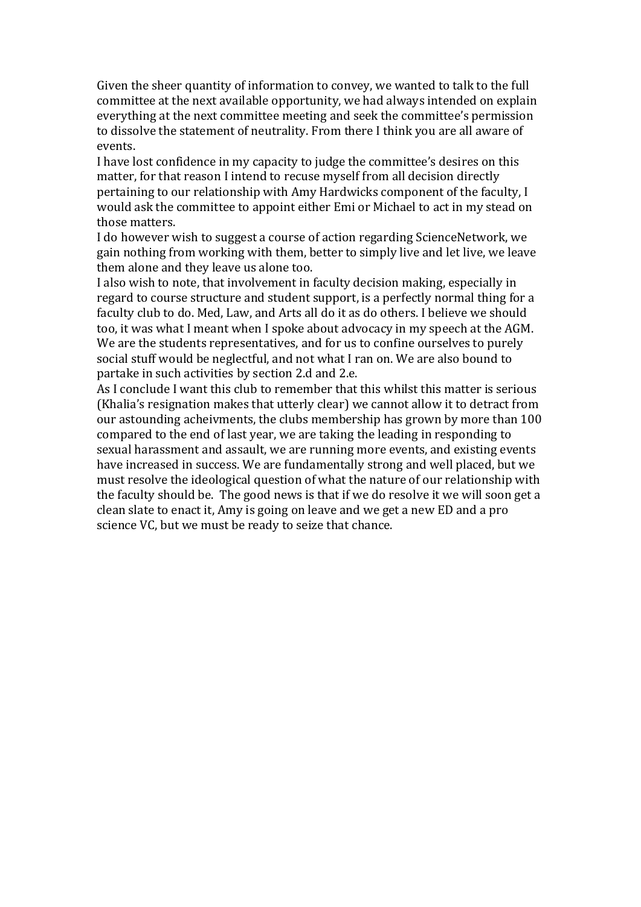Given the sheer quantity of information to convey, we wanted to talk to the full committee at the next available opportunity, we had always intended on explain everything at the next committee meeting and seek the committee's permission to dissolve the statement of neutrality. From there I think you are all aware of events.

I have lost confidence in my capacity to judge the committee's desires on this matter, for that reason I intend to recuse myself from all decision directly pertaining to our relationship with Amy Hardwicks component of the faculty, I would ask the committee to appoint either Emi or Michael to act in my stead on those matters.

I do however wish to suggest a course of action regarding ScienceNetwork, we gain nothing from working with them, better to simply live and let live, we leave them alone and they leave us alone too.

I also wish to note, that involvement in faculty decision making, especially in regard to course structure and student support, is a perfectly normal thing for a faculty club to do. Med, Law, and Arts all do it as do others. I believe we should too, it was what I meant when I spoke about advocacy in my speech at the AGM. We are the students representatives, and for us to confine ourselves to purely social stuff would be neglectful, and not what I ran on. We are also bound to partake in such activities by section 2.d and 2.e.

As I conclude I want this club to remember that this whilst this matter is serious (Khalia's resignation makes that utterly clear) we cannot allow it to detract from our astounding acheivments, the clubs membership has grown by more than 100 compared to the end of last year, we are taking the leading in responding to sexual harassment and assault, we are running more events, and existing events have increased in success. We are fundamentally strong and well placed, but we must resolve the ideological question of what the nature of our relationship with the faculty should be. The good news is that if we do resolve it we will soon get a clean slate to enact it, Amy is going on leave and we get a new ED and a pro science VC, but we must be ready to seize that chance.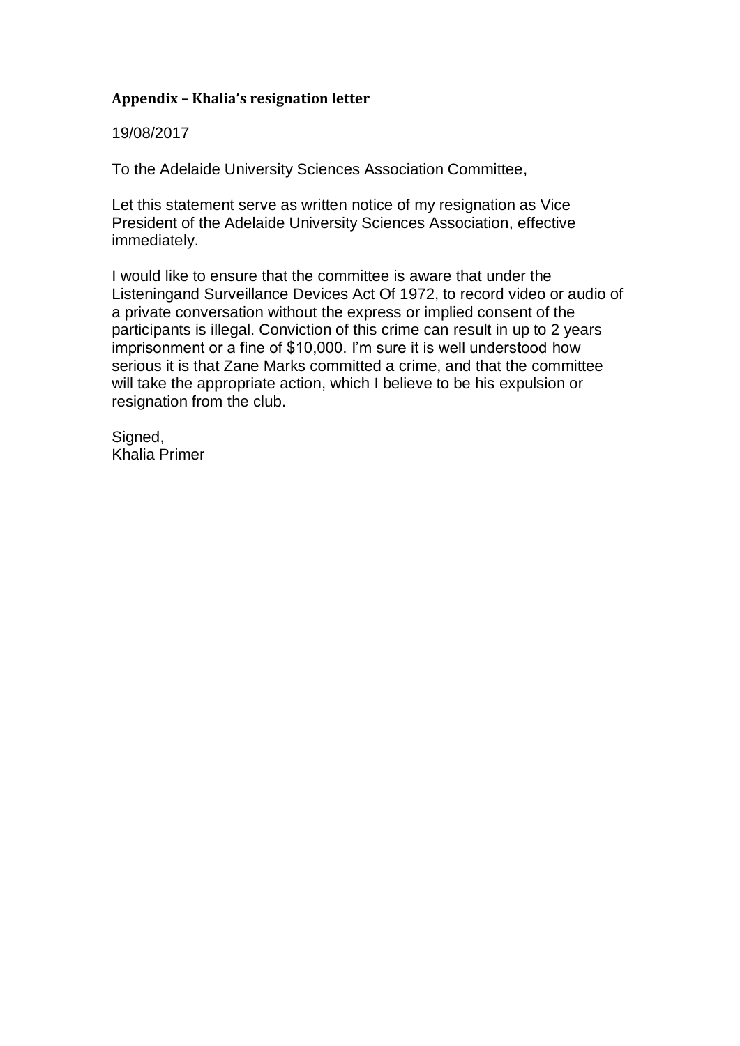### Appendix – Khalia's resignation letter

19/08/2017

To the Adelaide University Sciences Association Committee,

Let this statement serve as written notice of my resignation as Vice President of the Adelaide University Sciences Association, effective immediately.

I would like to ensure that the committee is aware that under the Listeningand Surveillance Devices Act Of 1972, to record video or audio of a private conversation without the express or implied consent of the participants is illegal. Conviction of this crime can result in up to 2 years imprisonment or a fine of $10,000. I'm sure it is well understood how serious it is that Zane Marks committed a crime, and that the committee will take the appropriate action, which I believe to be his expulsion or resignation from the club.

Signed,  
Khalia Primer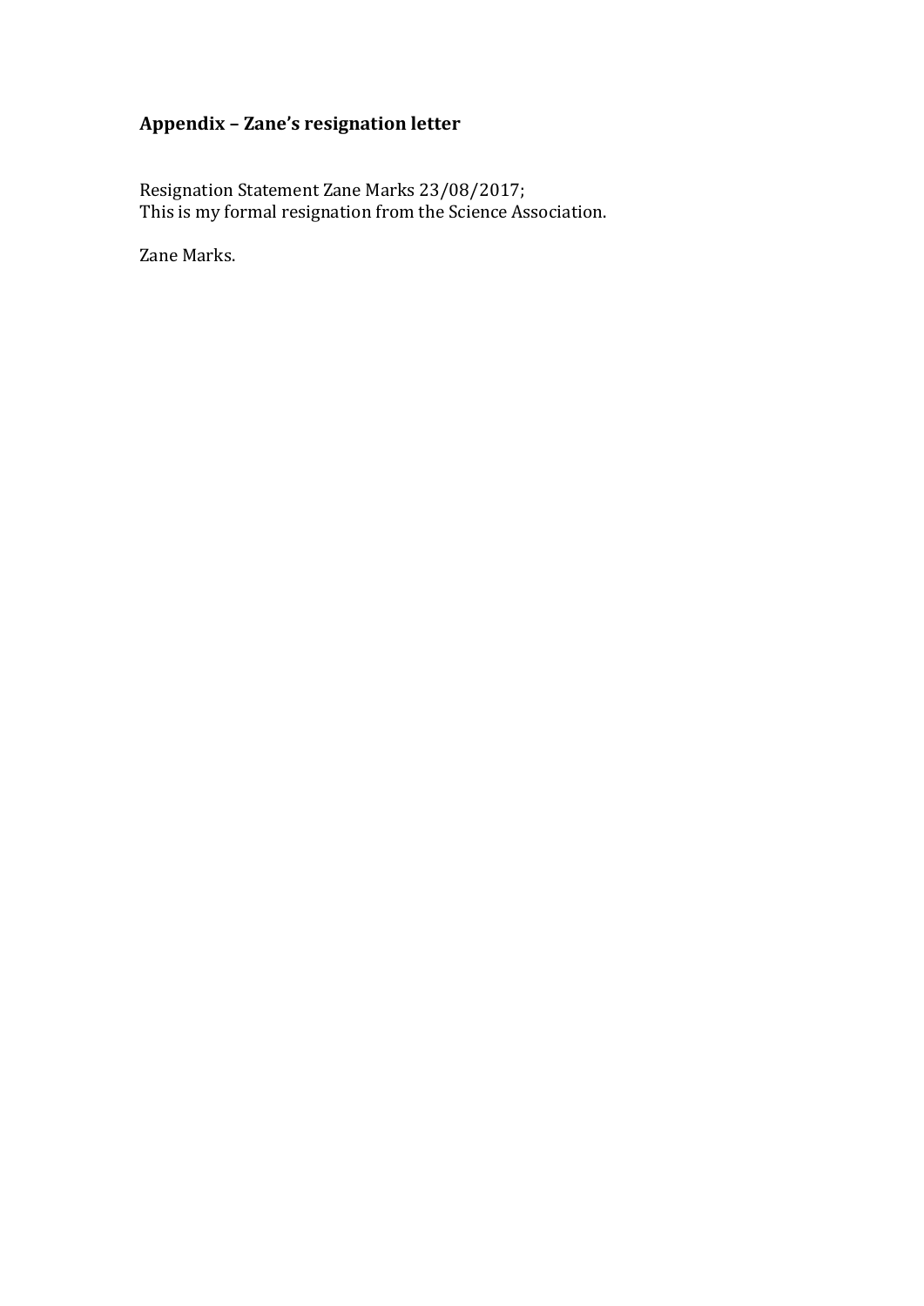## Appendix – Zane's resignation letter

Resignation Statement Zane Marks 23/08/2017;
This is my formal resignation from the Science Association.

Zane Marks.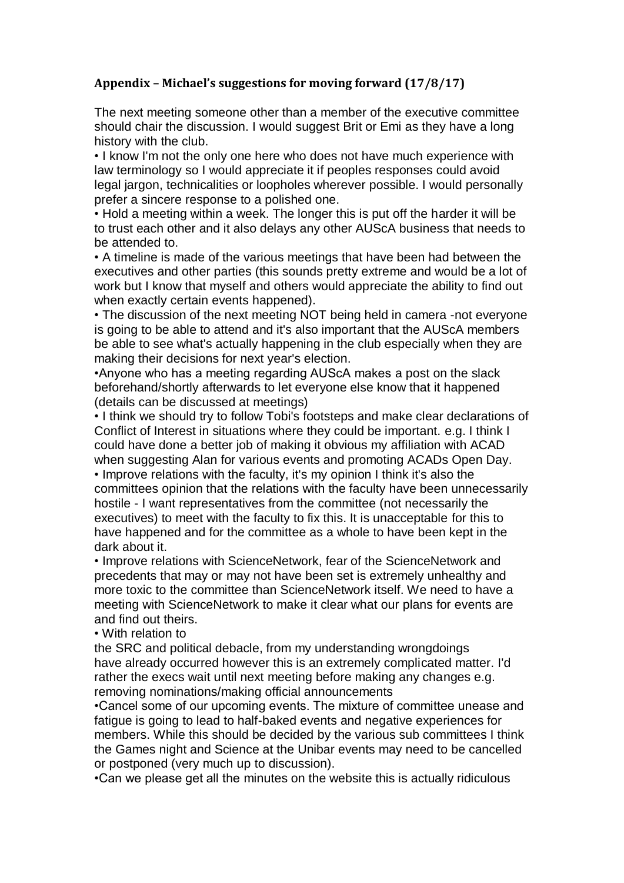### Appendix – Michael's suggestions for moving forward (17/8/17)

The next meeting someone other than a member of the executive committee should chair the discussion. I would suggest Brit or Emi as they have a long history with the club.

- I know I'm not the only one here who does not have much experience with law terminology so I would appreciate it if peoples responses could avoid legal jargon, technicalities or loopholes wherever possible. I would personally prefer a sincere response to a polished one.
- Hold a meeting within a week. The longer this is put off the harder it will be to trust each other and it also delays any other AUScA business that needs to be attended to.
- A timeline is made of the various meetings that have been had between the executives and other parties (this sounds pretty extreme and would be a lot of work but I know that myself and others would appreciate the ability to find out when exactly certain events happened).
- The discussion of the next meeting NOT being held in camera -not everyone is going to be able to attend and it's also important that the AUScA members be able to see what's actually happening in the club especially when they are making their decisions for next year's election.
- Anyone who has a meeting regarding AUScA makes a post on the slack beforehand/shortly afterwards to let everyone else know that it happened (details can be discussed at meetings)
- I think we should try to follow Tobi's footsteps and make clear declarations of Conflict of Interest in situations where they could be important. e.g. I think I could have done a better job of making it obvious my affiliation with ACAD when suggesting Alan for various events and promoting ACADs Open Day.
- Improve relations with the faculty, it's my opinion I think it's also the committees opinion that the relations with the faculty have been unnecessarily hostile - I want representatives from the committee (not necessarily the executives) to meet with the faculty to fix this. It is unacceptable for this to have happened and for the committee as a whole to have been kept in the dark about it.
- Improve relations with ScienceNetwork, fear of the ScienceNetwork and precedents that may or may not have been set is extremely unhealthy and more toxic to the committee than ScienceNetwork itself. We need to have a meeting with ScienceNetwork to make it clear what our plans for events are and find out theirs.
- With relation to the SRC and political debacle, from my understanding wrongdoings have already occurred however this is an extremely complicated matter. I'd rather the execs wait until next meeting before making any changes e.g. removing nominations/making official announcements
- Cancel some of our upcoming events. The mixture of committee unease and fatigue is going to lead to half-baked events and negative experiences for members. While this should be decided by the various sub committees I think the Games night and Science at the Unibar events may need to be cancelled or postponed (very much up to discussion).
- Can we please get all the minutes on the website this is actually ridiculous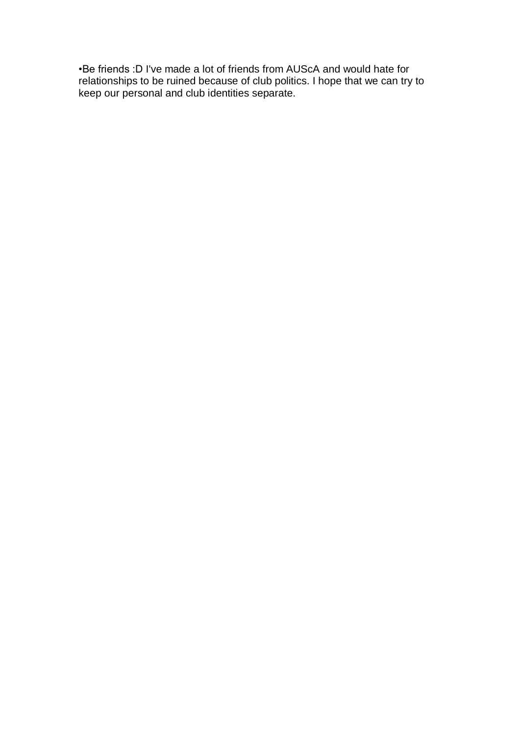- Be friends :D I've made a lot of friends from AUScA and would hate for relationships to be ruined because of club politics. I hope that we can try to keep our personal and club identities separate.